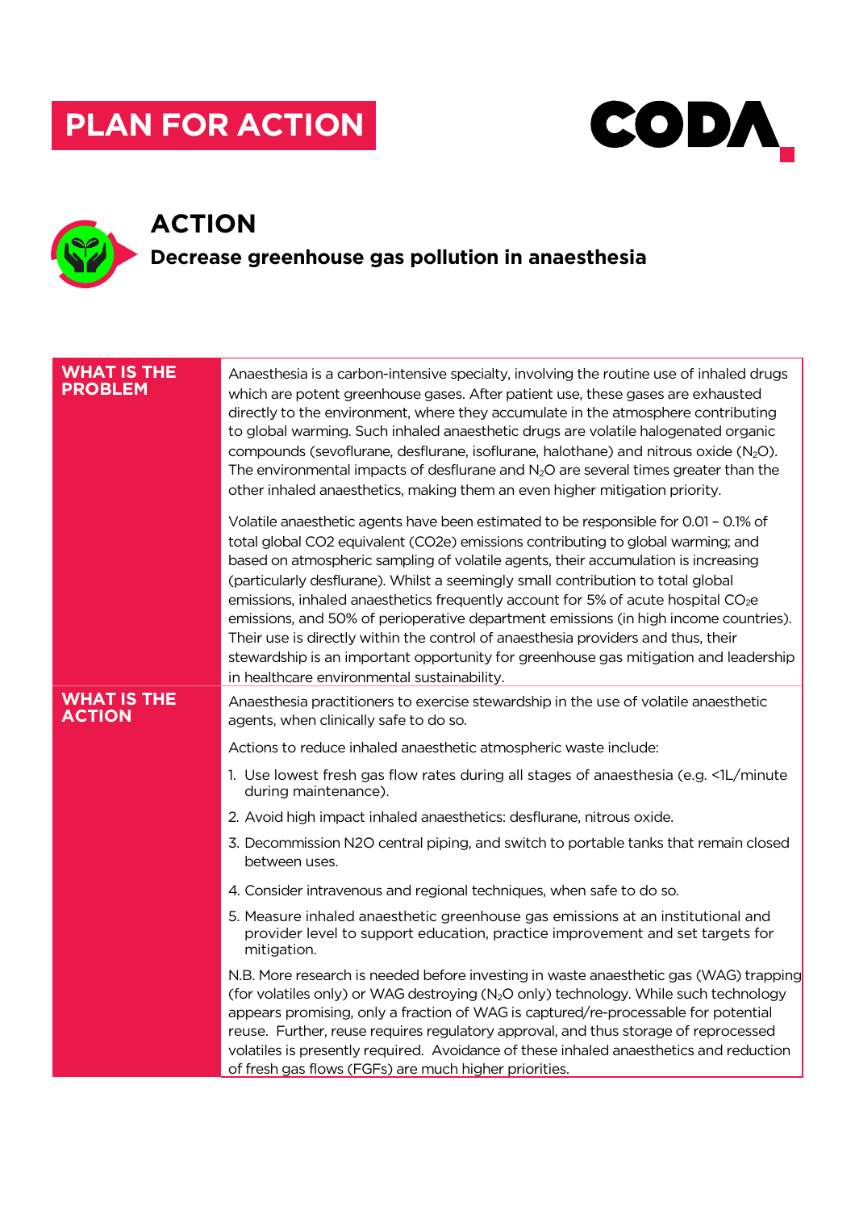# PLAN FOR ACTION

CODA

## ACTION

### Decrease greenhouse gas pollution in anaesthesia

| | |
|---|---|
| **WHAT IS THE PROBLEM** | Anaesthesia is a carbon-intensive specialty, involving the routine use of inhaled drugs which are potent greenhouse gases. After patient use, these gases are exhausted directly to the environment, where they accumulate in the atmosphere contributing to global warming. Such inhaled anaesthetic drugs are volatile halogenated organic compounds (sevoflurane, desflurane, isoflurane, halothane) and nitrous oxide ($N_2O$). The environmental impacts of desflurane and $N_2O$ are several times greater than the other inhaled anaesthetics, making them an even higher mitigation priority.<br><br>Volatile anaesthetic agents have been estimated to be responsible for 0.01 – 0.1% of total global CO2 equivalent (CO2e) emissions contributing to global warming; and based on atmospheric sampling of volatile agents, their accumulation is increasing (particularly desflurane). Whilst a seemingly small contribution to total global emissions, inhaled anaesthetics frequently account for 5% of acute hospital $CO_2e$ emissions, and 50% of perioperative department emissions (in high income countries). Their use is directly within the control of anaesthesia providers and thus, their stewardship is an important opportunity for greenhouse gas mitigation and leadership in healthcare environmental sustainability. |
| **WHAT IS THE ACTION** | Anaesthesia practitioners to exercise stewardship in the use of volatile anaesthetic agents, when clinically safe to do so.<br><br>Actions to reduce inhaled anaesthetic atmospheric waste include:<br><br>1. Use lowest fresh gas flow rates during all stages of anaesthesia (e.g. <1L/minute during maintenance).<br>2. Avoid high impact inhaled anaesthetics: desflurane, nitrous oxide.<br>3. Decommission N2O central piping, and switch to portable tanks that remain closed between uses.<br>4. Consider intravenous and regional techniques, when safe to do so.<br>5. Measure inhaled anaesthetic greenhouse gas emissions at an institutional and provider level to support education, practice improvement and set targets for mitigation.<br><br>N.B. More research is needed before investing in waste anaesthetic gas (WAG) trapping (for volatiles only) or WAG destroying ($N_2O$ only) technology. While such technology appears promising, only a fraction of WAG is captured/re-processable for potential reuse. Further, reuse requires regulatory approval, and thus storage of reprocessed volatiles is presently required. Avoidance of these inhaled anaesthetics and reduction of fresh gas flows (FGFs) are much higher priorities. |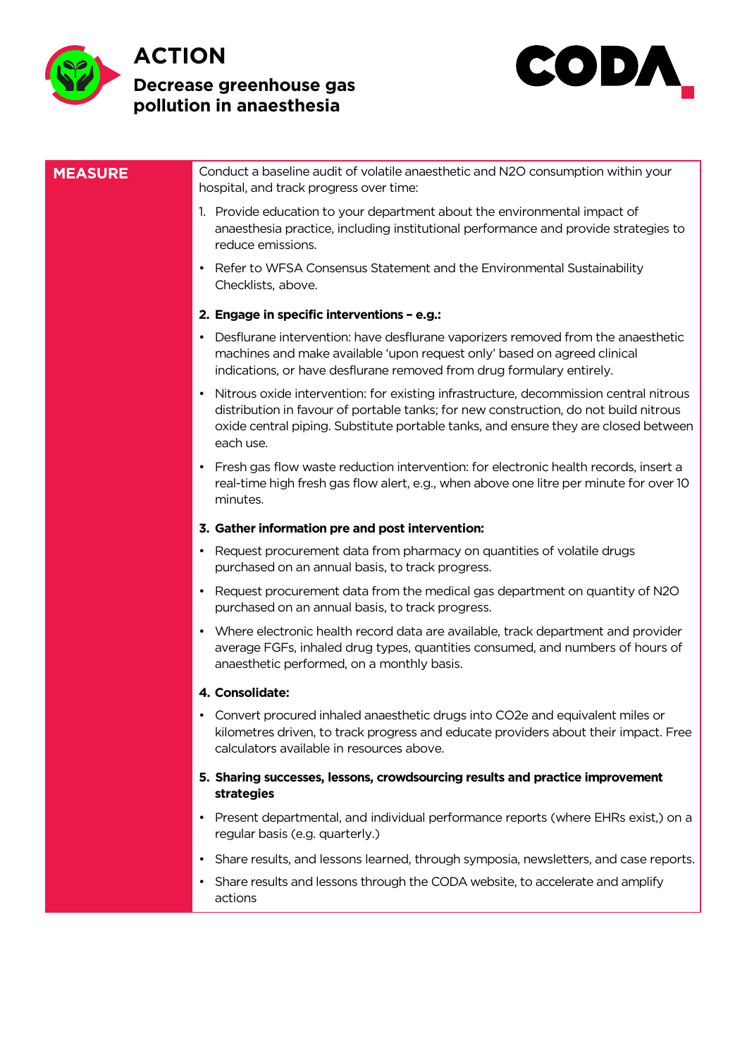# ACTION

## Decrease greenhouse gas pollution in anaesthesia

CODA

| | |
|---|---|
| **MEASURE** | Conduct a baseline audit of volatile anaesthetic and N2O consumption within your hospital, and track progress over time: |

Conduct a baseline audit of volatile anaesthetic and N2O consumption within your hospital, and track progress over time:

1. Provide education to your department about the environmental impact of anaesthesia practice, including institutional performance and provide strategies to reduce emissions.

- Refer to WFSA Consensus Statement and the Environmental Sustainability Checklists, above.

**2. Engage in specific interventions – e.g.:**

- Desflurane intervention: have desflurane vaporizers removed from the anaesthetic machines and make available 'upon request only' based on agreed clinical indications, or have desflurane removed from drug formulary entirely.
- Nitrous oxide intervention: for existing infrastructure, decommission central nitrous distribution in favour of portable tanks; for new construction, do not build nitrous oxide central piping. Substitute portable tanks, and ensure they are closed between each use.
- Fresh gas flow waste reduction intervention: for electronic health records, insert a real-time high fresh gas flow alert, e.g., when above one litre per minute for over 10 minutes.

**3. Gather information pre and post intervention:**

- Request procurement data from pharmacy on quantities of volatile drugs purchased on an annual basis, to track progress.
- Request procurement data from the medical gas department on quantity of N2O purchased on an annual basis, to track progress.
- Where electronic health record data are available, track department and provider average FGFs, inhaled drug types, quantities consumed, and numbers of hours of anaesthetic performed, on a monthly basis.

**4. Consolidate:**

- Convert procured inhaled anaesthetic drugs into CO2e and equivalent miles or kilometres driven, to track progress and educate providers about their impact. Free calculators available in resources above.

**5. Sharing successes, lessons, crowdsourcing results and practice improvement strategies**

- Present departmental, and individual performance reports (where EHRs exist,) on a regular basis (e.g. quarterly.)
- Share results, and lessons learned, through symposia, newsletters, and case reports.
- Share results and lessons through the CODA website, to accelerate and amplify actions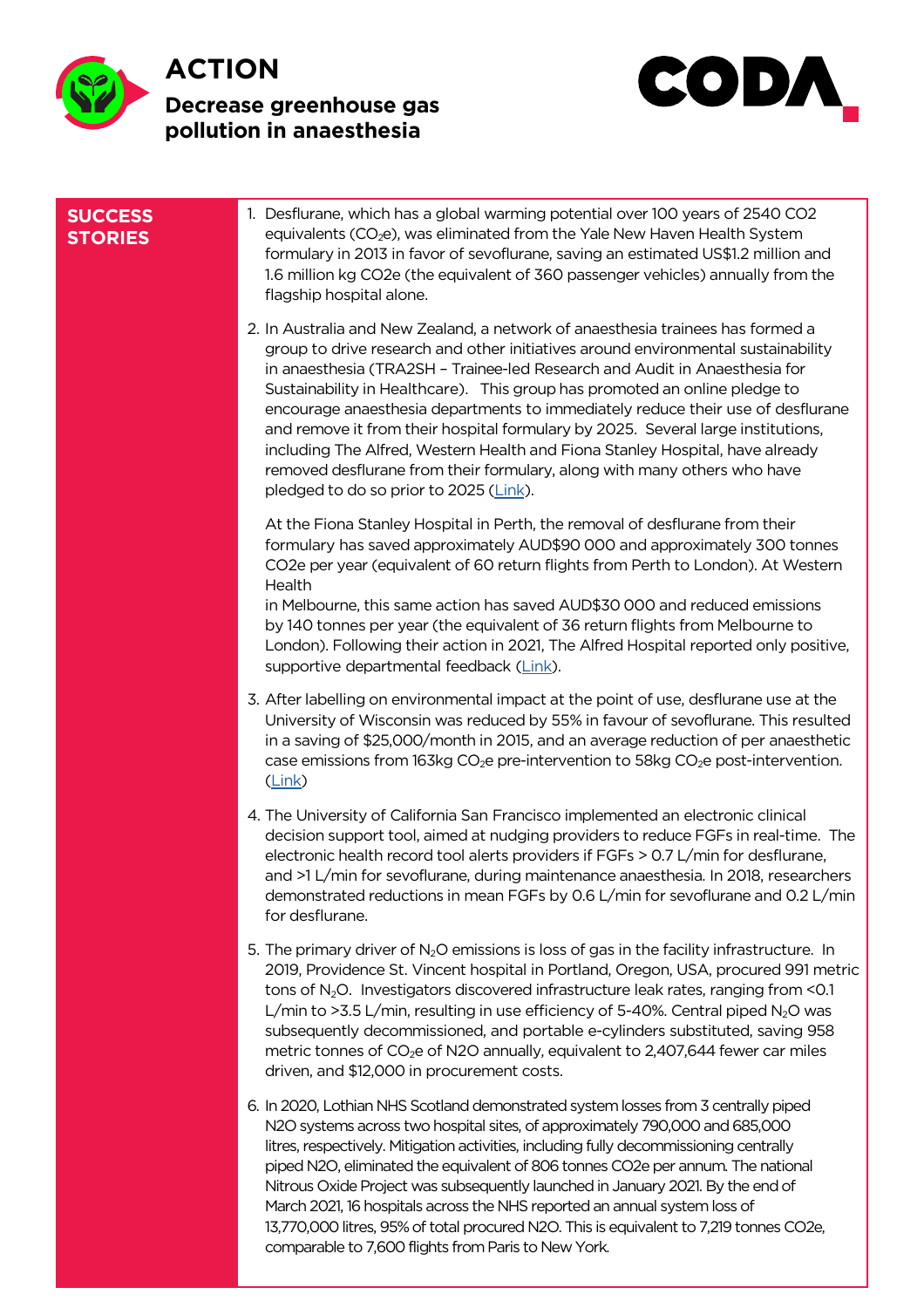# ACTION

## Decrease greenhouse gas pollution in anaesthesia

CODA

**SUCCESS STORIES**

1. Desflurane, which has a global warming potential over 100 years of 2540 CO2 equivalents ($CO_2e$), was eliminated from the Yale New Haven Health System formulary in 2013 in favor of sevoflurane, saving an estimated US$1.2 million and 1.6 million kg CO2e (the equivalent of 360 passenger vehicles) annually from the flagship hospital alone.

2. In Australia and New Zealand, a network of anaesthesia trainees has formed a group to drive research and other initiatives around environmental sustainability in anaesthesia (TRA2SH – Trainee-led Research and Audit in Anaesthesia for Sustainability in Healthcare). This group has promoted an online pledge to encourage anaesthesia departments to immediately reduce their use of desflurane and remove it from their hospital formulary by 2025. Several large institutions, including The Alfred, Western Health and Fiona Stanley Hospital, have already removed desflurane from their formulary, along with many others who have pledged to do so prior to 2025 ([Link](#)).

   At the Fiona Stanley Hospital in Perth, the removal of desflurane from their formulary has saved approximately AUD$90 000 and approximately 300 tonnes CO2e per year (equivalent of 60 return flights from Perth to London). At Western Health in Melbourne, this same action has saved AUD$30 000 and reduced emissions by 140 tonnes per year (the equivalent of 36 return flights from Melbourne to London). Following their action in 2021, The Alfred Hospital reported only positive, supportive departmental feedback ([Link](#)).

3. After labelling on environmental impact at the point of use, desflurane use at the University of Wisconsin was reduced by 55% in favour of sevoflurane. This resulted in a saving of $25,000/month in 2015, and an average reduction of per anaesthetic case emissions from 163kg $CO_2e$ pre-intervention to 58kg $CO_2e$ post-intervention. ([Link](#))

4. The University of California San Francisco implemented an electronic clinical decision support tool, aimed at nudging providers to reduce FGFs in real-time. The electronic health record tool alerts providers if FGFs > 0.7 L/min for desflurane, and >1 L/min for sevoflurane, during maintenance anaesthesia. In 2018, researchers demonstrated reductions in mean FGFs by 0.6 L/min for sevoflurane and 0.2 L/min for desflurane.

5. The primary driver of $N_2O$ emissions is loss of gas in the facility infrastructure. In 2019, Providence St. Vincent hospital in Portland, Oregon, USA, procured 991 metric tons of $N_2O$. Investigators discovered infrastructure leak rates, ranging from <0.1 L/min to >3.5 L/min, resulting in use efficiency of 5-40%. Central piped $N_2O$ was subsequently decommissioned, and portable e-cylinders substituted, saving 958 metric tonnes of $CO_2e$ of N2O annually, equivalent to 2,407,644 fewer car miles driven, and $12,000 in procurement costs.

6. In 2020, Lothian NHS Scotland demonstrated system losses from 3 centrally piped N2O systems across two hospital sites, of approximately 790,000 and 685,000 litres, respectively. Mitigation activities, including fully decommissioning centrally piped N2O, eliminated the equivalent of 806 tonnes CO2e per annum. The national Nitrous Oxide Project was subsequently launched in January 2021. By the end of March 2021, 16 hospitals across the NHS reported an annual system loss of 13,770,000 litres, 95% of total procured N2O. This is equivalent to 7,219 tonnes CO2e, comparable to 7,600 flights from Paris to New York.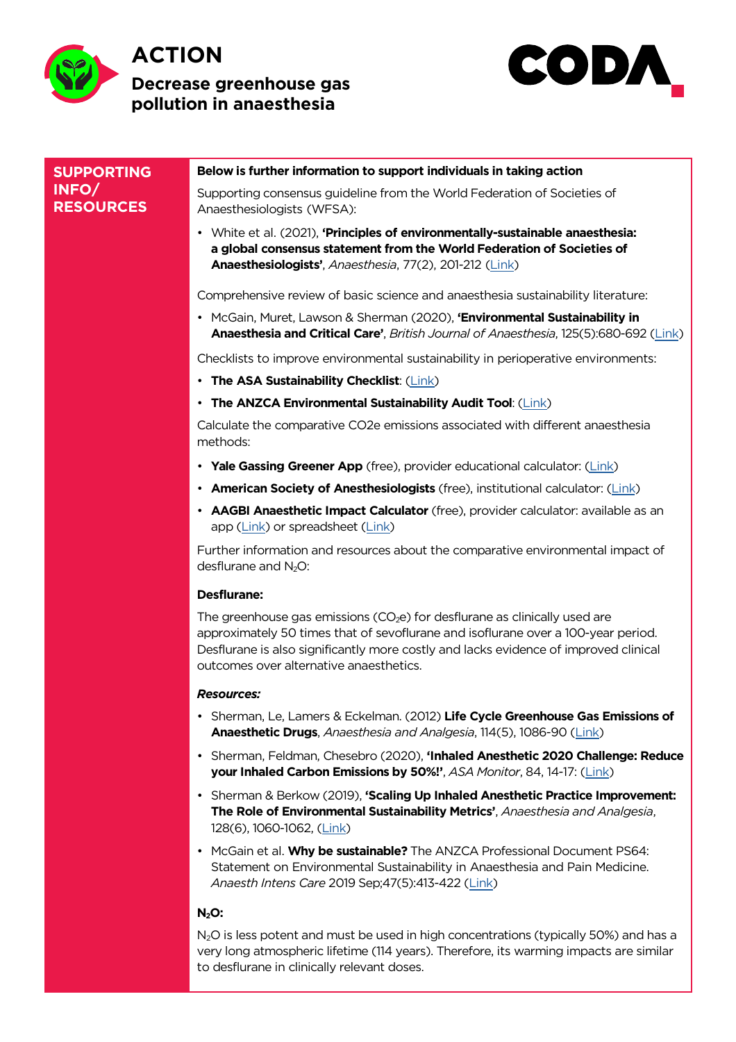# ACTION

## Decrease greenhouse gas pollution in anaesthesia

CODA

## SUPPORTING INFO/ RESOURCES

**Below is further information to support individuals in taking action**

Supporting consensus guideline from the World Federation of Societies of Anaesthesiologists (WFSA):

- White et al. (2021), **'Principles of environmentally-sustainable anaesthesia: a global consensus statement from the World Federation of Societies of Anaesthesiologists'**, *Anaesthesia*, 77(2), 201-212 (Link)

Comprehensive review of basic science and anaesthesia sustainability literature:

- McGain, Muret, Lawson & Sherman (2020), **'Environmental Sustainability in Anaesthesia and Critical Care'**, *British Journal of Anaesthesia*, 125(5):680-692 (Link)

Checklists to improve environmental sustainability in perioperative environments:

- **The ASA Sustainability Checklist**: (Link)
- **The ANZCA Environmental Sustainability Audit Tool**: (Link)

Calculate the comparative CO2e emissions associated with different anaesthesia methods:

- **Yale Gassing Greener App** (free), provider educational calculator: (Link)
- **American Society of Anesthesiologists** (free), institutional calculator: (Link)
- **AAGBI Anaesthetic Impact Calculator** (free), provider calculator: available as an app (Link) or spreadsheet (Link)

Further information and resources about the comparative environmental impact of desflurane and $N_2O$:

**Desflurane:**

The greenhouse gas emissions ($CO_2e$) for desflurane as clinically used are approximately 50 times that of sevoflurane and isoflurane over a 100-year period. Desflurane is also significantly more costly and lacks evidence of improved clinical outcomes over alternative anaesthetics.

***Resources:***

- Sherman, Le, Lamers & Eckelman. (2012) **Life Cycle Greenhouse Gas Emissions of Anaesthetic Drugs**, *Anaesthesia and Analgesia*, 114(5), 1086-90 (Link)
- Sherman, Feldman, Chesebro (2020), **'Inhaled Anesthetic 2020 Challenge: Reduce your Inhaled Carbon Emissions by 50%!'**, *ASA Monitor*, 84, 14-17: (Link)
- Sherman & Berkow (2019), **'Scaling Up Inhaled Anesthetic Practice Improvement: The Role of Environmental Sustainability Metrics'**, *Anaesthesia and Analgesia*, 128(6), 1060-1062, (Link)
- McGain et al. **Why be sustainable?** The ANZCA Professional Document PS64: Statement on Environmental Sustainability in Anaesthesia and Pain Medicine. *Anaesth Intens Care* 2019 Sep;47(5):413-422 (Link)

**$N_2O$:**

$N_2O$ is less potent and must be used in high concentrations (typically 50%) and has a very long atmospheric lifetime (114 years). Therefore, its warming impacts are similar to desflurane in clinically relevant doses.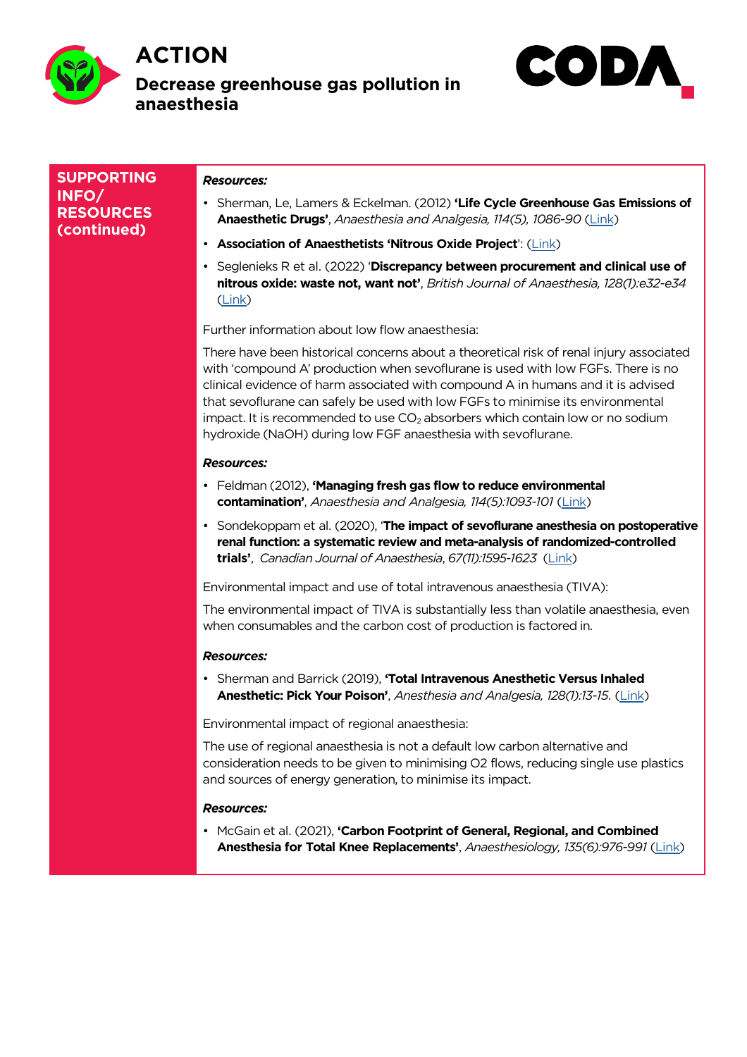# ACTION

## Decrease greenhouse gas pollution in anaesthesia

CODA

**SUPPORTING INFO/ RESOURCES (continued)**

***Resources:***

- Sherman, Le, Lamers & Eckelman. (2012) **'Life Cycle Greenhouse Gas Emissions of Anaesthetic Drugs'**, *Anaesthesia and Analgesia, 114(5), 1086-90* (Link)
- **Association of Anaesthetists 'Nitrous Oxide Project'**: (Link)
- Seglenieks R et al. (2022) '**Discrepancy between procurement and clinical use of nitrous oxide: waste not, want not'**, *British Journal of Anaesthesia, 128(1):e32-e34* (Link)

Further information about low flow anaesthesia:

There have been historical concerns about a theoretical risk of renal injury associated with 'compound A' production when sevoflurane is used with low FGFs. There is no clinical evidence of harm associated with compound A in humans and it is advised that sevoflurane can safely be used with low FGFs to minimise its environmental impact. It is recommended to use $CO_2$ absorbers which contain low or no sodium hydroxide (NaOH) during low FGF anaesthesia with sevoflurane.

***Resources:***

- Feldman (2012), **'Managing fresh gas flow to reduce environmental contamination'**, *Anaesthesia and Analgesia, 114(5):1093-101* (Link)
- Sondekoppam et al. (2020), '**The impact of sevoflurane anesthesia on postoperative renal function: a systematic review and meta-analysis of randomized-controlled trials'**, *Canadian Journal of Anaesthesia, 67(11):1595-1623* (Link)

Environmental impact and use of total intravenous anaesthesia (TIVA):

The environmental impact of TIVA is substantially less than volatile anaesthesia, even when consumables and the carbon cost of production is factored in.

***Resources:***

- Sherman and Barrick (2019), **'Total Intravenous Anesthetic Versus Inhaled Anesthetic: Pick Your Poison'**, *Anesthesia and Analgesia, 128(1):13-15.* (Link)

Environmental impact of regional anaesthesia:

The use of regional anaesthesia is not a default low carbon alternative and consideration needs to be given to minimising O2 flows, reducing single use plastics and sources of energy generation, to minimise its impact.

***Resources:***

- McGain et al. (2021), **'Carbon Footprint of General, Regional, and Combined Anesthesia for Total Knee Replacements'**, *Anaesthesiology, 135(6):976-991* (Link)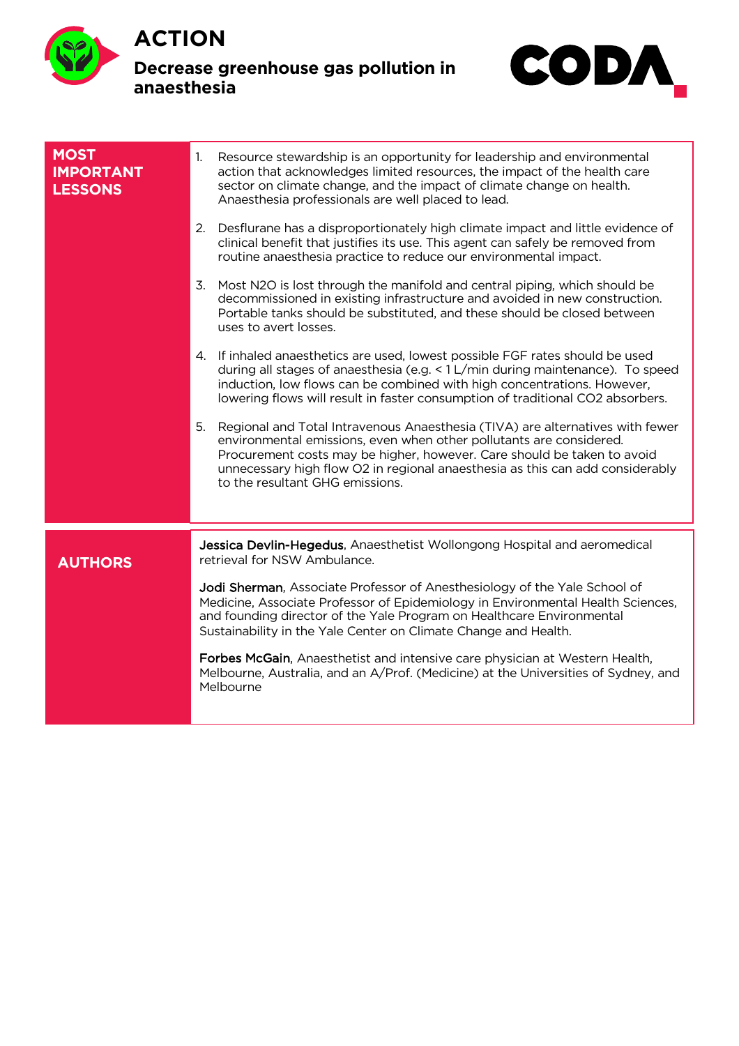# ACTION

## Decrease greenhouse gas pollution in anaesthesia

CODA

## MOST IMPORTANT LESSONS

1. Resource stewardship is an opportunity for leadership and environmental action that acknowledges limited resources, the impact of the health care sector on climate change, and the impact of climate change on health. Anaesthesia professionals are well placed to lead.
2. Desflurane has a disproportionately high climate impact and little evidence of clinical benefit that justifies its use. This agent can safely be removed from routine anaesthesia practice to reduce our environmental impact.
3. Most N2O is lost through the manifold and central piping, which should be decommissioned in existing infrastructure and avoided in new construction. Portable tanks should be substituted, and these should be closed between uses to avert losses.
4. If inhaled anaesthetics are used, lowest possible FGF rates should be used during all stages of anaesthesia (e.g. < 1 L/min during maintenance). To speed induction, low flows can be combined with high concentrations. However, lowering flows will result in faster consumption of traditional CO2 absorbers.
5. Regional and Total Intravenous Anaesthesia (TIVA) are alternatives with fewer environmental emissions, even when other pollutants are considered. Procurement costs may be higher, however. Care should be taken to avoid unnecessary high flow O2 in regional anaesthesia as this can add considerably to the resultant GHG emissions.

## AUTHORS

**Jessica Devlin-Hegedus**, Anaesthetist Wollongong Hospital and aeromedical retrieval for NSW Ambulance.

**Jodi Sherman**, Associate Professor of Anesthesiology of the Yale School of Medicine, Associate Professor of Epidemiology in Environmental Health Sciences, and founding director of the Yale Program on Healthcare Environmental Sustainability in the Yale Center on Climate Change and Health.

**Forbes McGain**, Anaesthetist and intensive care physician at Western Health, Melbourne, Australia, and an A/Prof. (Medicine) at the Universities of Sydney, and Melbourne